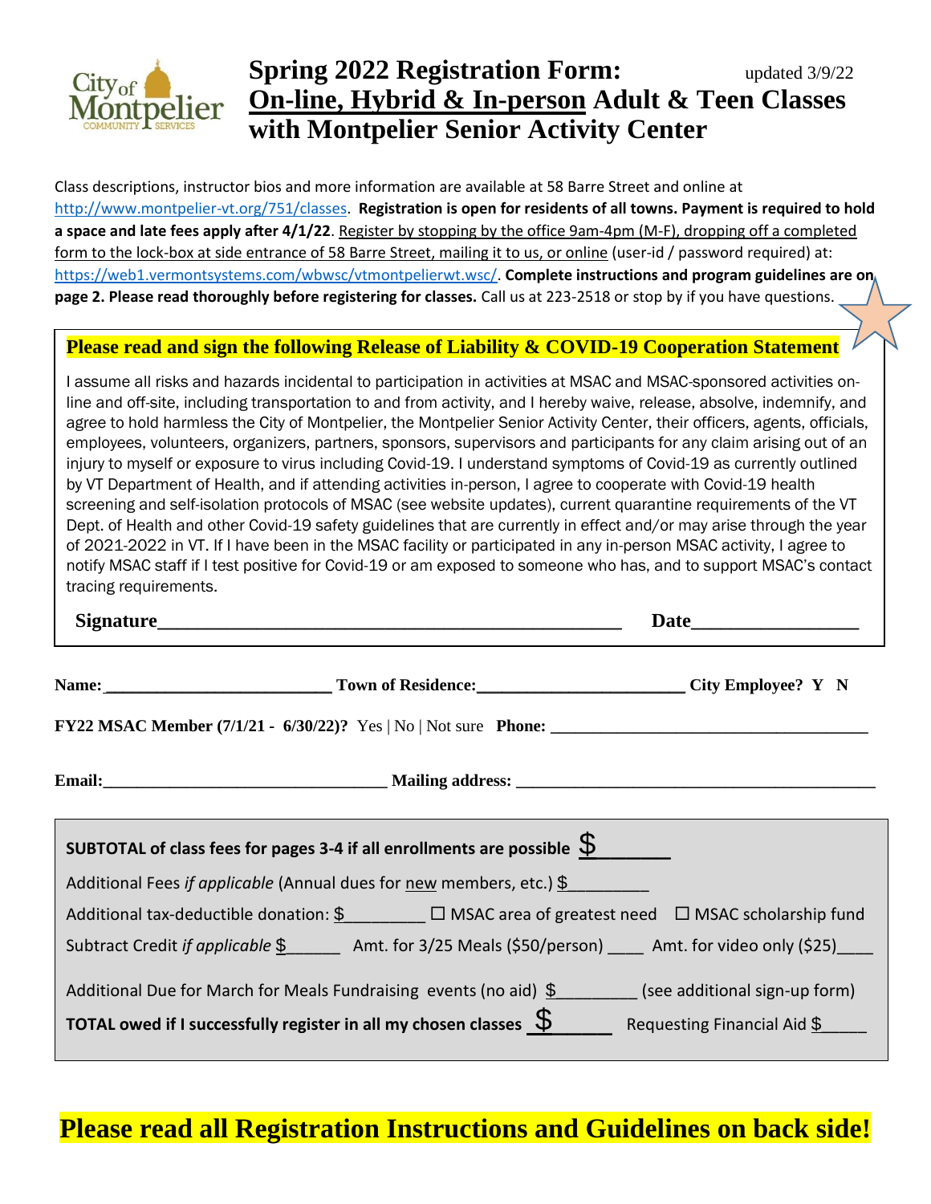# Spring 2022 Registration Form: On-line, Hybrid & In-person Adult & Teen Classes with Montpelier Senior Activity Center

updated 3/9/22

Class descriptions, instructor bios and more information are available at 58 Barre Street and online at http://www.montpelier-vt.org/751/classes. **Registration is open for residents of all towns. Payment is required to hold a space and late fees apply after 4/1/22**. Register by stopping by the office 9am-4pm (M-F), dropping off a completed form to the lock-box at side entrance of 58 Barre Street, mailing it to us, or online (user-id / password required) at: https://web1.vermontsystems.com/wbwsc/vtmontpelierwt.wsc/. **Complete instructions and program guidelines are on page 2. Please read thoroughly before registering for classes.** Call us at 223-2518 or stop by if you have questions.

**Please read and sign the following Release of Liability & COVID-19 Cooperation Statement**

I assume all risks and hazards incidental to participation in activities at MSAC and MSAC-sponsored activities on-line and off-site, including transportation to and from activity, and I hereby waive, release, absolve, indemnify, and agree to hold harmless the City of Montpelier, the Montpelier Senior Activity Center, their officers, agents, officials, employees, volunteers, organizers, partners, sponsors, supervisors and participants for any claim arising out of an injury to myself or exposure to virus including Covid-19. I understand symptoms of Covid-19 as currently outlined by VT Department of Health, and if attending activities in-person, I agree to cooperate with Covid-19 health screening and self-isolation protocols of MSAC (see website updates), current quarantine requirements of the VT Dept. of Health and other Covid-19 safety guidelines that are currently in effect and/or may arise through the year of 2021-2022 in VT. If I have been in the MSAC facility or participated in any in-person MSAC activity, I agree to notify MSAC staff if I test positive for Covid-19 or am exposed to someone who has, and to support MSAC's contact tracing requirements.

**Signature**__________________________________________________ **Date**_________________

**Name:**__________________________ **Town of Residence:**________________________ **City Employee? Y N**

**FY22 MSAC Member (7/1/21 - 6/30/22)?** Yes | No | Not sure **Phone:** ______________________________________

**Email:**________________________________ **Mailing address:** __________________________________________

**SUBTOTAL of class fees for pages 3-4 if all enrollments are possible** $_______

Additional Fees *if applicable* (Annual dues for new members, etc.) $_________

Additional tax-deductible donation: $_________ ☐ MSAC area of greatest need ☐ MSAC scholarship fund

Subtract Credit *if applicable* $______ Amt. for 3/25 Meals ($50/person) ____ Amt. for video only ($25)____

Additional Due for March for Meals Fundraising events (no aid) $_________ (see additional sign-up form)

**TOTAL owed if I successfully register in all my chosen classes** $______ Requesting Financial Aid $_____

**Please read all Registration Instructions and Guidelines on back side!**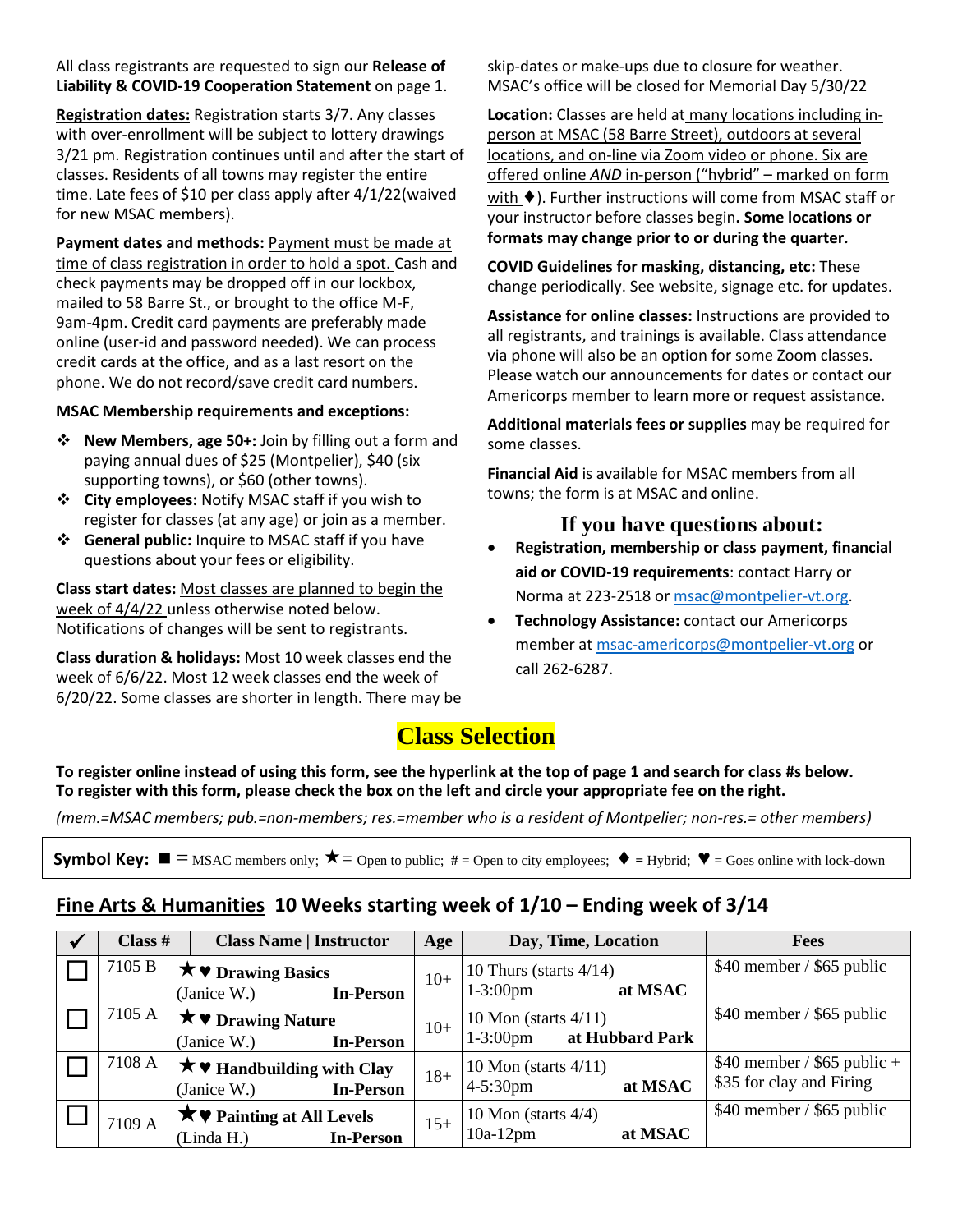All class registrants are requested to sign our **Release of Liability & COVID-19 Cooperation Statement** on page 1.

**Registration dates:** Registration starts 3/7. Any classes with over-enrollment will be subject to lottery drawings 3/21 pm. Registration continues until and after the start of classes. Residents of all towns may register the entire time. Late fees of $10 per class apply after 4/1/22(waived for new MSAC members).

**Payment dates and methods:** Payment must be made at time of class registration in order to hold a spot. Cash and check payments may be dropped off in our lockbox, mailed to 58 Barre St., or brought to the office M-F, 9am-4pm. Credit card payments are preferably made online (user-id and password needed). We can process credit cards at the office, and as a last resort on the phone. We do not record/save credit card numbers.

**MSAC Membership requirements and exceptions:**

- **New Members, age 50+:** Join by filling out a form and paying annual dues of $25 (Montpelier), $40 (six supporting towns), or $60 (other towns).
- **City employees:** Notify MSAC staff if you wish to register for classes (at any age) or join as a member.
- **General public:** Inquire to MSAC staff if you have questions about your fees or eligibility.

**Class start dates:** Most classes are planned to begin the week of 4/4/22 unless otherwise noted below. Notifications of changes will be sent to registrants.

**Class duration & holidays:** Most 10 week classes end the week of 6/6/22. Most 12 week classes end the week of 6/20/22. Some classes are shorter in length. There may be skip-dates or make-ups due to closure for weather. MSAC's office will be closed for Memorial Day 5/30/22

**Location:** Classes are held at many locations including in-person at MSAC (58 Barre Street), outdoors at several locations, and on-line via Zoom video or phone. Six are offered online *AND* in-person ("hybrid" – marked on form with ♦). Further instructions will come from MSAC staff or your instructor before classes begin**. Some locations or formats may change prior to or during the quarter.**

**COVID Guidelines for masking, distancing, etc:** These change periodically. See website, signage etc. for updates.

**Assistance for online classes:** Instructions are provided to all registrants, and trainings is available. Class attendance via phone will also be an option for some Zoom classes. Please watch our announcements for dates or contact our Americorps member to learn more or request assistance.

**Additional materials fees or supplies** may be required for some classes.

**Financial Aid** is available for MSAC members from all towns; the form is at MSAC and online.

## If you have questions about:

- **Registration, membership or class payment, financial aid or COVID-19 requirements**: contact Harry or Norma at 223-2518 or msac@montpelier-vt.org.
- **Technology Assistance:** contact our Americorps member at msac-americorps@montpelier-vt.org or call 262-6287.

# Class Selection

**To register online instead of using this form, see the hyperlink at the top of page 1 and search for class #s below.**
**To register with this form, please check the box on the left and circle your appropriate fee on the right.**

*(mem.=MSAC members; pub.=non-members; res.=member who is a resident of Montpelier; non-res.= other members)*

**Symbol Key:** ■ = MSAC members only; ★ = Open to public; # = Open to city employees; ♦ = Hybrid; ♥ = Goes online with lock-down

## Fine Arts & Humanities 10 Weeks starting week of 1/10 – Ending week of 3/14

| ✔ | Class # | Class Name \| Instructor | Age | Day, Time, Location | Fees |
|---|---|---|---|---|---|
| ☐ | 7105 B | ★♥ **Drawing Basics** (Janice W.) **In-Person** | 10+ | 10 Thurs (starts 4/14) 1-3:00pm **at MSAC** | $40 member / $65 public |
| ☐ | 7105 A | ★♥ **Drawing Nature** (Janice W.) **In-Person** | 10+ | 10 Mon (starts 4/11) 1-3:00pm **at Hubbard Park** | $40 member / $65 public |
| ☐ | 7108 A | ★♥ **Handbuilding with Clay** (Janice W.) **In-Person** | 18+ | 10 Mon (starts 4/11) 4-5:30pm **at MSAC** | $40 member / $65 public + $35 for clay and Firing |
| ☐ | 7109 A | ★♥ **Painting at All Levels** (Linda H.) **In-Person** | 15+ | 10 Mon (starts 4/4) 10a-12pm **at MSAC** | $40 member / $65 public |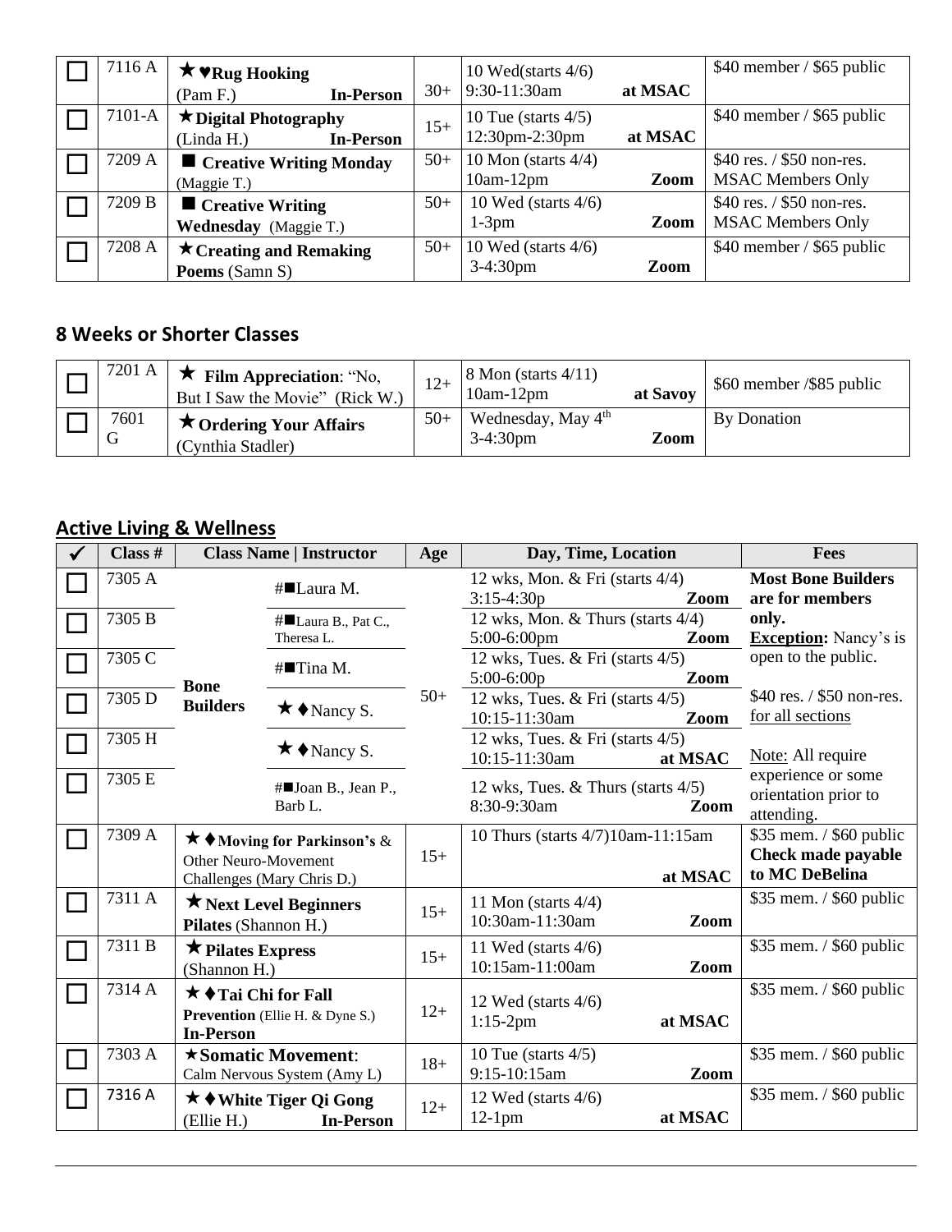| ☐ | Class # | Class Name / Instructor | Age | Day, Time, Location | Fees |
|---|---|---|---|---|---|
| ☐ | 7116 A | ★♥**Rug Hooking** (Pam F.) **In-Person** | 30+ | 10 Wed(starts 4/6) 9:30-11:30am **at MSAC** | $40 member / $65 public |
| ☐ | 7101-A | ★**Digital Photography** (Linda H.) **In-Person** | 15+ | 10 Tue (starts 4/5) 12:30pm-2:30pm **at MSAC** | $40 member / $65 public |
| ☐ | 7209 A | ■ **Creative Writing Monday** (Maggie T.) | 50+ | 10 Mon (starts 4/4) 10am-12pm **Zoom** | $40 res. / $50 non-res. MSAC Members Only |
| ☐ | 7209 B | ■ **Creative Writing Wednesday** (Maggie T.) | 50+ | 10 Wed (starts 4/6) 1-3pm **Zoom** | $40 res. / $50 non-res. MSAC Members Only |
| ☐ | 7208 A | ★**Creating and Remaking Poems** (Samn S) | 50+ | 10 Wed (starts 4/6) 3-4:30pm **Zoom** | $40 member / $65 public |

## 8 Weeks or Shorter Classes

| ☐ | Class # | Class Name / Instructor | Age | Day, Time, Location | Fees |
|---|---|---|---|---|---|
| ☐ | 7201 A | ★ **Film Appreciation**: "No, But I Saw the Movie" (Rick W.) | 12+ | 8 Mon (starts 4/11) 10am-12pm **at Savoy** | $60 member /$85 public |
| ☐ | 7601 G | ★**Ordering Your Affairs** (Cynthia Stadler) | 50+ | Wednesday, May 4th 3-4:30pm **Zoom** | By Donation |

## Active Living & Wellness

| ✔ | Class # | Class Name \| Instructor | | Age | Day, Time, Location | Fees |
|---|---|---|---|---|---|---|
| ☐ | 7305 A | **Bone Builders** | #■Laura M. | 50+ | 12 wks, Mon. & Fri (starts 4/4) 3:15-4:30p **Zoom** | **Most Bone Builders are for members only.** **Exception:** Nancy's is open to the public. $40 res. / $50 non-res. for all sections. Note: All require experience or some orientation prior to attending. |
| ☐ | 7305 B | | #■Laura B., Pat C., Theresa L. | | 12 wks, Mon. & Thurs (starts 4/4) 5:00-6:00pm **Zoom** | |
| ☐ | 7305 C | | #■Tina M. | | 12 wks, Tues. & Fri (starts 4/5) 5:00-6:00p **Zoom** | |
| ☐ | 7305 D | | ★♦Nancy S. | | 12 wks, Tues. & Fri (starts 4/5) 10:15-11:30am **Zoom** | |
| ☐ | 7305 H | | ★♦Nancy S. | | 12 wks, Tues. & Fri (starts 4/5) 10:15-11:30am **at MSAC** | |
| ☐ | 7305 E | | #■Joan B., Jean P., Barb L. | | 12 wks, Tues. & Thurs (starts 4/5) 8:30-9:30am **Zoom** | |
| ☐ | 7309 A | ★♦**Moving for Parkinson's** & Other Neuro-Movement Challenges (Mary Chris D.) | | 15+ | 10 Thurs (starts 4/7)10am-11:15am **at MSAC** | $35 mem. / $60 public **Check made payable to MC DeBelina** |
| ☐ | 7311 A | ★**Next Level Beginners Pilates** (Shannon H.) | | 15+ | 11 Mon (starts 4/4) 10:30am-11:30am **Zoom** | $35 mem. / $60 public |
| ☐ | 7311 B | ★**Pilates Express** (Shannon H.) | | 15+ | 11 Wed (starts 4/6) 10:15am-11:00am **Zoom** | $35 mem. / $60 public |
| ☐ | 7314 A | ★♦**Tai Chi for Fall Prevention** (Ellie H. & Dyne S.) **In-Person** | | 12+ | 12 Wed (starts 4/6) 1:15-2pm **at MSAC** | $35 mem. / $60 public |
| ☐ | 7303 A | ★**Somatic Movement**: Calm Nervous System (Amy L) | | 18+ | 10 Tue (starts 4/5) 9:15-10:15am **Zoom** | $35 mem. / $60 public |
| ☐ | 7316 A | ★♦**White Tiger Qi Gong** (Ellie H.) **In-Person** | | 12+ | 12 Wed (starts 4/6) 12-1pm **at MSAC** | $35 mem. / $60 public |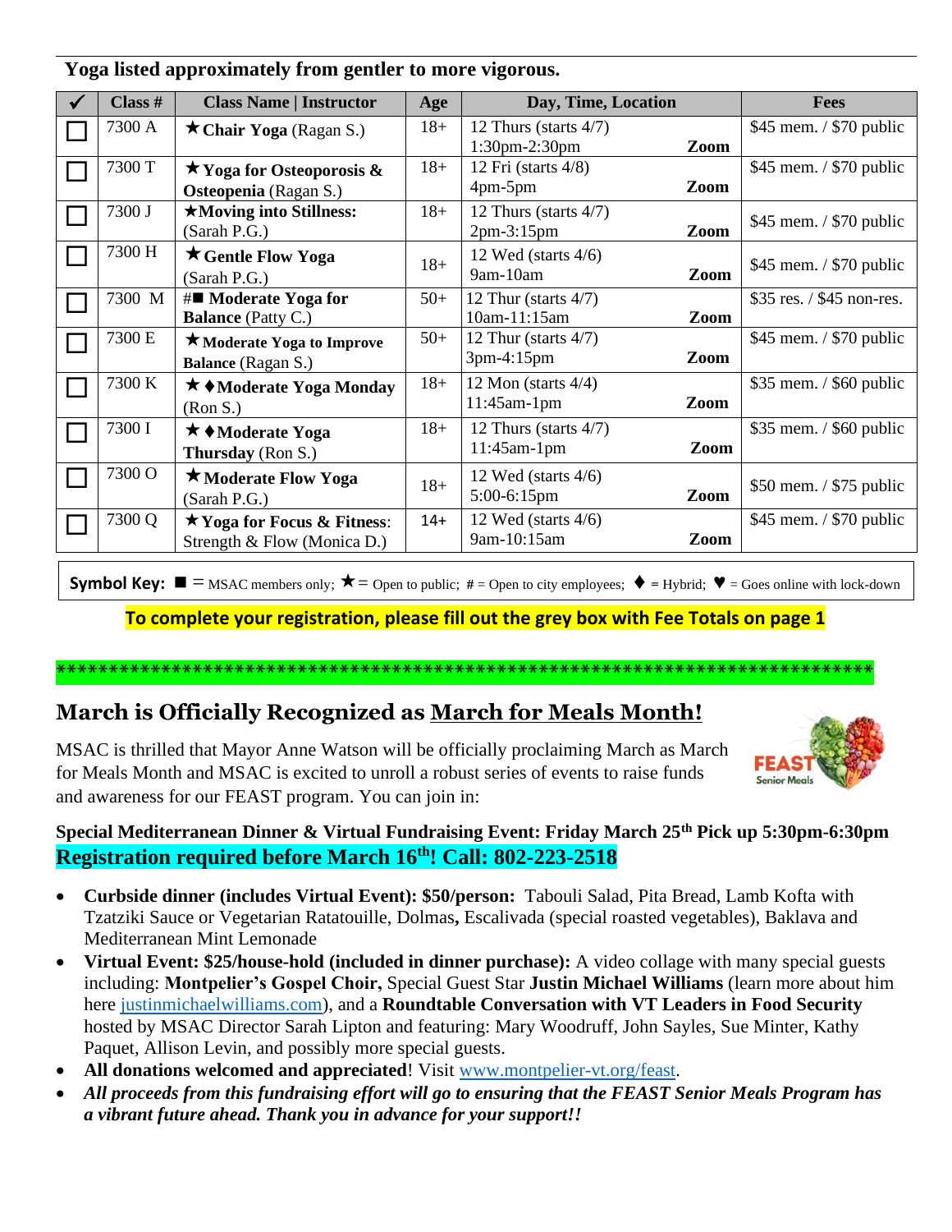**Yoga listed approximately from gentler to more vigorous.**

| ✔ | Class # | Class Name \| Instructor | Age | Day, Time, Location | Fees |
|---|---|---|---|---|---|
| ☐ | 7300 A | ★ **Chair Yoga** (Ragan S.) | 18+ | 12 Thurs (starts 4/7) 1:30pm-2:30pm **Zoom** | $45 mem. / $70 public |
| ☐ | 7300 T | ★ **Yoga for Osteoporosis & Osteopenia** (Ragan S.) | 18+ | 12 Fri (starts 4/8) 4pm-5pm **Zoom** | $45 mem. / $70 public |
| ☐ | 7300 J | ★**Moving into Stillness:** (Sarah P.G.) | 18+ | 12 Thurs (starts 4/7) 2pm-3:15pm **Zoom** | $45 mem. / $70 public |
| ☐ | 7300 H | ★ **Gentle Flow Yoga** (Sarah P.G.) | 18+ | 12 Wed (starts 4/6) 9am-10am **Zoom** | $45 mem. / $70 public |
| ☐ | 7300 M | #■ **Moderate Yoga for Balance** (Patty C.) | 50+ | 12 Thur (starts 4/7) 10am-11:15am **Zoom** | $35 res. / $45 non-res. |
| ☐ | 7300 E | ★ **Moderate Yoga to Improve Balance** (Ragan S.) | 50+ | 12 Thur (starts 4/7) 3pm-4:15pm **Zoom** | $45 mem. / $70 public |
| ☐ | 7300 K | ★ ♦**Moderate Yoga Monday** (Ron S.) | 18+ | 12 Mon (starts 4/4) 11:45am-1pm **Zoom** | $35 mem. / $60 public |
| ☐ | 7300 I | ★ ♦**Moderate Yoga Thursday** (Ron S.) | 18+ | 12 Thurs (starts 4/7) 11:45am-1pm **Zoom** | $35 mem. / $60 public |
| ☐ | 7300 O | ★**Moderate Flow Yoga** (Sarah P.G.) | 18+ | 12 Wed (starts 4/6) 5:00-6:15pm **Zoom** | $50 mem. / $75 public |
| ☐ | 7300 Q | ★**Yoga for Focus & Fitness**: Strength & Flow (Monica D.) | 14+ | 12 Wed (starts 4/6) 9am-10:15am **Zoom** | $45 mem. / $70 public |

**Symbol Key:** ■ = MSAC members only; ★ = Open to public; # = Open to city employees; ♦ = Hybrid; ♥ = Goes online with lock-down

**To complete your registration, please fill out the grey box with Fee Totals on page 1**

*******************************************************************************

## March is Officially Recognized as March for Meals Month!

MSAC is thrilled that Mayor Anne Watson will be officially proclaiming March as March for Meals Month and MSAC is excited to unroll a robust series of events to raise funds and awareness for our FEAST program. You can join in:

FEAST Senior Meals

**Special Mediterranean Dinner & Virtual Fundraising Event: Friday March 25th Pick up 5:30pm-6:30pm**
**Registration required before March 16th! Call: 802-223-2518**

- **Curbside dinner (includes Virtual Event): $50/person:** Tabouli Salad, Pita Bread, Lamb Kofta with Tzatziki Sauce or Vegetarian Ratatouille, Dolmas**,** Escalivada (special roasted vegetables), Baklava and Mediterranean Mint Lemonade
- **Virtual Event: $25/house-hold (included in dinner purchase):** A video collage with many special guests including: **Montpelier's Gospel Choir,** Special Guest Star **Justin Michael Williams** (learn more about him here justinmichaelwilliams.com), and a **Roundtable Conversation with VT Leaders in Food Security** hosted by MSAC Director Sarah Lipton and featuring: Mary Woodruff, John Sayles, Sue Minter, Kathy Paquet, Allison Levin, and possibly more special guests.
- **All donations welcomed and appreciated**! Visit www.montpelier-vt.org/feast.
- ***All proceeds from this fundraising effort will go to ensuring that the FEAST Senior Meals Program has a vibrant future ahead. Thank you in advance for your support!!***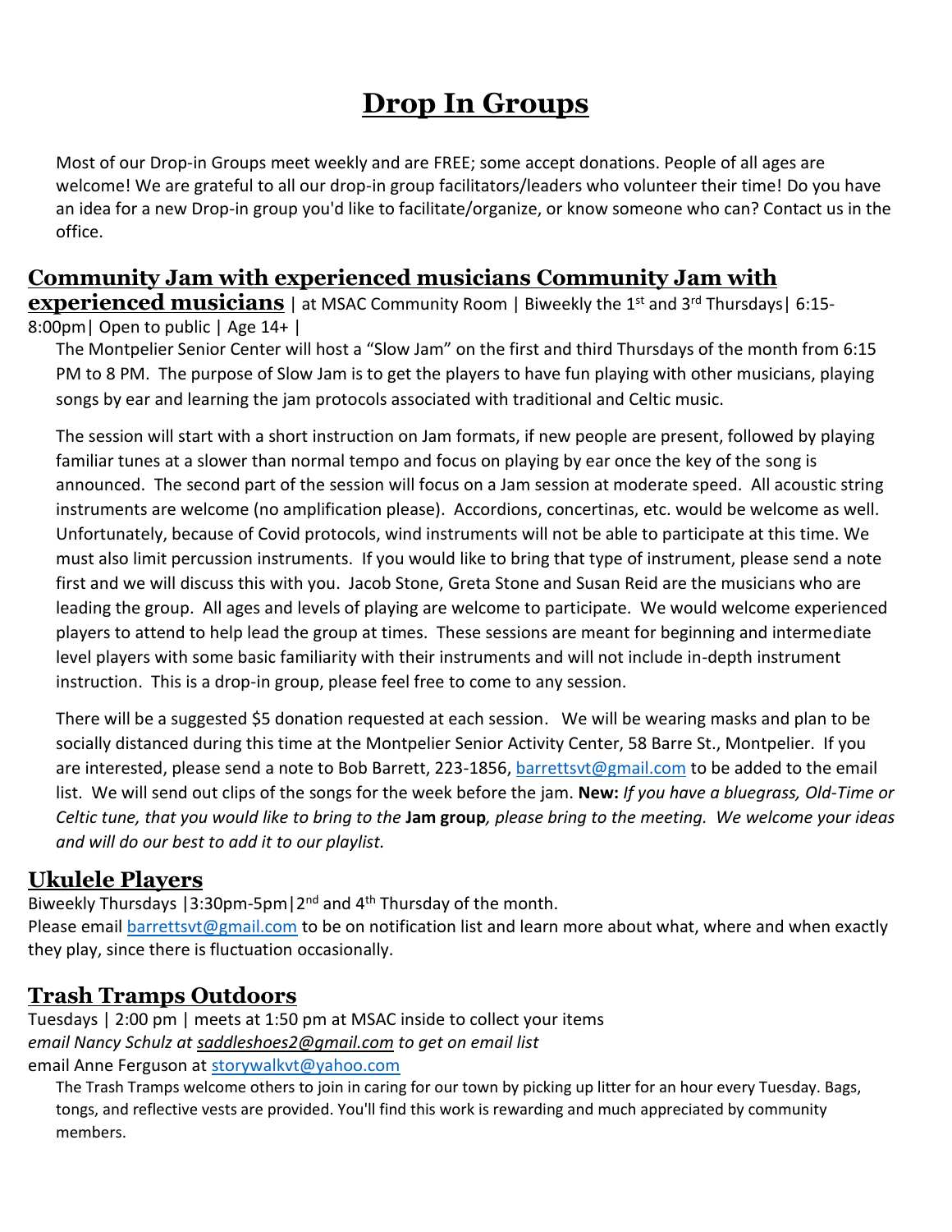# Drop In Groups

Most of our Drop-in Groups meet weekly and are FREE; some accept donations. People of all ages are welcome! We are grateful to all our drop-in group facilitators/leaders who volunteer their time! Do you have an idea for a new Drop-in group you'd like to facilitate/organize, or know someone who can? Contact us in the office.

## Community Jam with experienced musicians Community Jam with experienced musicians | at MSAC Community Room | Biweekly the 1st and 3rd Thursdays| 6:15-8:00pm| Open to public | Age 14+ |

The Montpelier Senior Center will host a "Slow Jam" on the first and third Thursdays of the month from 6:15 PM to 8 PM. The purpose of Slow Jam is to get the players to have fun playing with other musicians, playing songs by ear and learning the jam protocols associated with traditional and Celtic music.

The session will start with a short instruction on Jam formats, if new people are present, followed by playing familiar tunes at a slower than normal tempo and focus on playing by ear once the key of the song is announced. The second part of the session will focus on a Jam session at moderate speed. All acoustic string instruments are welcome (no amplification please). Accordions, concertinas, etc. would be welcome as well. Unfortunately, because of Covid protocols, wind instruments will not be able to participate at this time. We must also limit percussion instruments. If you would like to bring that type of instrument, please send a note first and we will discuss this with you. Jacob Stone, Greta Stone and Susan Reid are the musicians who are leading the group. All ages and levels of playing are welcome to participate. We would welcome experienced players to attend to help lead the group at times. These sessions are meant for beginning and intermediate level players with some basic familiarity with their instruments and will not include in-depth instrument instruction. This is a drop-in group, please feel free to come to any session.

There will be a suggested $5 donation requested at each session. We will be wearing masks and plan to be socially distanced during this time at the Montpelier Senior Activity Center, 58 Barre St., Montpelier. If you are interested, please send a note to Bob Barrett, 223-1856, barrettsvt@gmail.com to be added to the email list. We will send out clips of the songs for the week before the jam. **New:** *If you have a bluegrass, Old-Time or Celtic tune, that you would like to bring to the* **Jam group***, please bring to the meeting. We welcome your ideas and will do our best to add it to our playlist.*

## Ukulele Players

Biweekly Thursdays |3:30pm-5pm|2nd and 4th Thursday of the month.
Please email barrettsvt@gmail.com to be on notification list and learn more about what, where and when exactly they play, since there is fluctuation occasionally.

## Trash Tramps Outdoors

Tuesdays | 2:00 pm | meets at 1:50 pm at MSAC inside to collect your items
*email Nancy Schulz at saddleshoes2@gmail.com to get on email list*
email Anne Ferguson at storywalkvt@yahoo.com

The Trash Tramps welcome others to join in caring for our town by picking up litter for an hour every Tuesday. Bags, tongs, and reflective vests are provided. You'll find this work is rewarding and much appreciated by community members.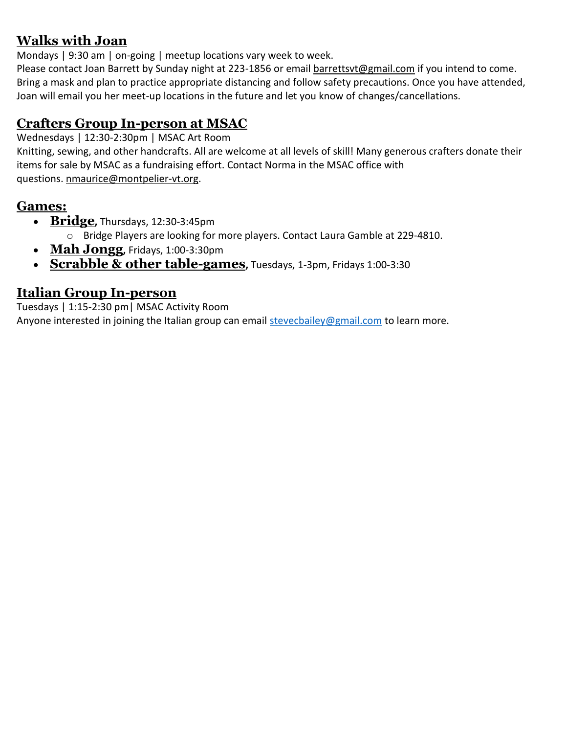## Walks with Joan

Mondays | 9:30 am | on-going | meetup locations vary week to week.
Please contact Joan Barrett by Sunday night at 223-1856 or email barrettsvt@gmail.com if you intend to come. Bring a mask and plan to practice appropriate distancing and follow safety precautions. Once you have attended, Joan will email you her meet-up locations in the future and let you know of changes/cancellations.

## Crafters Group In-person at MSAC

Wednesdays | 12:30-2:30pm | MSAC Art Room
Knitting, sewing, and other handcrafts. All are welcome at all levels of skill! Many generous crafters donate their items for sale by MSAC as a fundraising effort. Contact Norma in the MSAC office with questions. nmaurice@montpelier-vt.org.

## Games:

- **Bridge**, Thursdays, 12:30-3:45pm
  - Bridge Players are looking for more players. Contact Laura Gamble at 229-4810.
- **Mah Jongg**, Fridays, 1:00-3:30pm
- **Scrabble & other table-games**, Tuesdays, 1-3pm, Fridays 1:00-3:30

## Italian Group In-person

Tuesdays | 1:15-2:30 pm| MSAC Activity Room
Anyone interested in joining the Italian group can email stevecbailey@gmail.com to learn more.